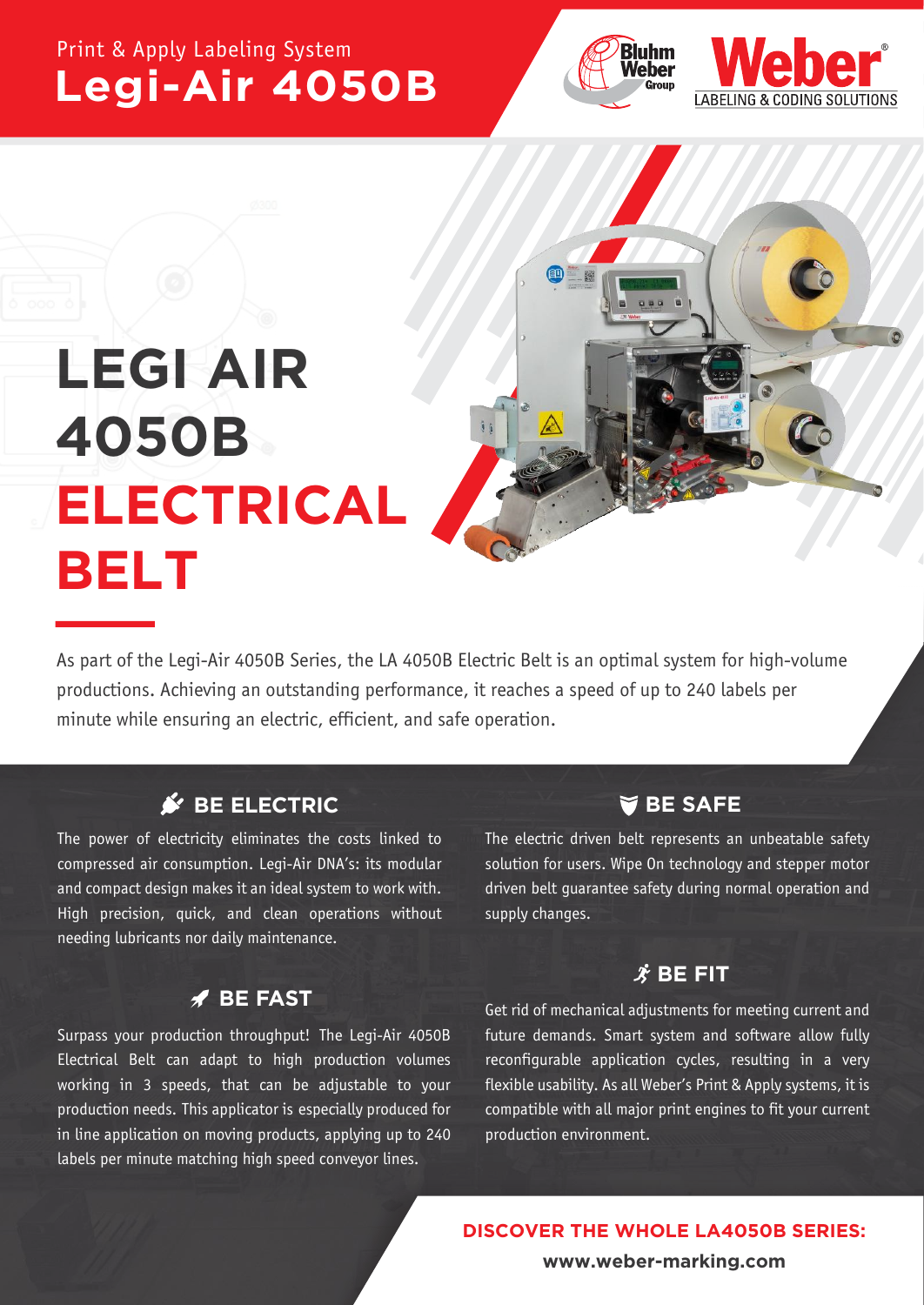Print & Apply Labeling System

# Legi-Air 4050B

# LEGI AIR 4050B ELECTRICAL BELT

As part of the Legi-Air 4050B Series, the LA 4050B Electric Belt is an optimal system for high-volume productions. Achieving an outstanding performance, it reaches a speed of up to 240 labels per minute while ensuring an electric, efficient, and safe operation.

## BE ELECTRIC

The power of electricity eliminates the costs linked to compressed air consumption. Legi-Air DNA's: its modular and compact design makes it an ideal system to work with. High precision, quick, and clean operations without needing lubricants nor daily maintenance.

## BE FAST

Surpass your production throughput! The Legi-Air 4050B Electrical Belt can adapt to high production volumes working in 3 speeds, that can be adjustable to your production needs. This applicator is especially produced for in line application on moving products, applying up to 240 labels per minute matching high speed conveyor lines.

## BE SAFE

The electric driven belt represents an unbeatable safety solution for users. Wipe On technology and stepper motor driven belt guarantee safety during normal operation and supply changes.

## BE FIT

Get rid of mechanical adjustments for meeting current and future demands. Smart system and software allow fully reconfigurable application cycles, resulting in a very flexible usability. As all Weber's Print & Apply systems, it is compatible with all major print engines to fit your current production environment.

**DISCOVER THE WHOLE LA4050B SERIES:**

**www.weber-marking.com**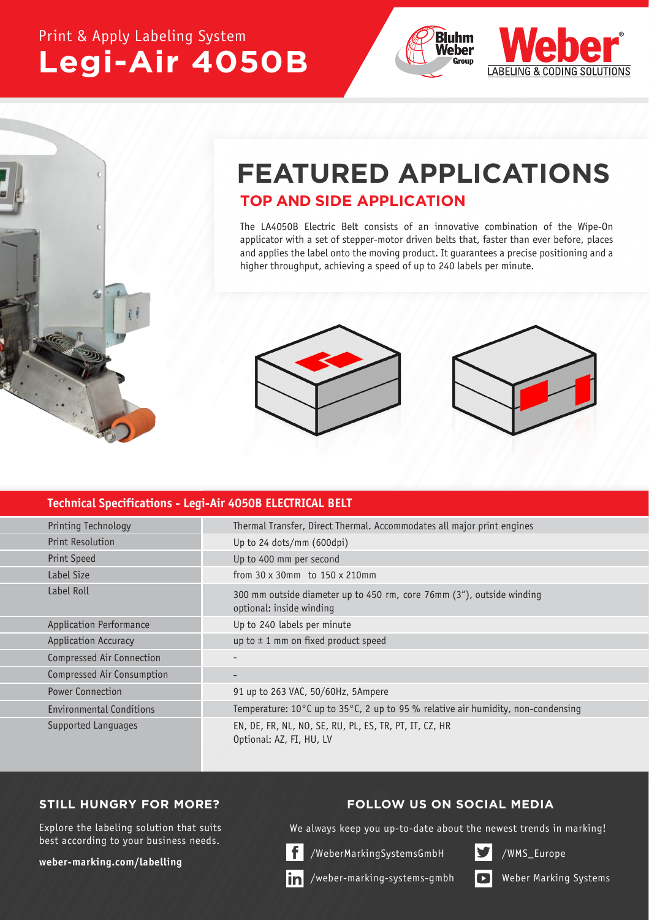Print & Apply Labeling System
# Legi-Air 4050B

# FEATURED APPLICATIONS

## TOP AND SIDE APPLICATION

The LA4050B Electric Belt consists of an innovative combination of the Wipe-On applicator with a set of stepper-motor driven belts that, faster than ever before, places and applies the label onto the moving product. It guarantees a precise positioning and a higher throughput, achieving a speed of up to 240 labels per minute.

## Technical Specifications - Legi-Air 4050B ELECTRICAL BELT

| | |
|---|---|
| Printing Technology | Thermal Transfer, Direct Thermal. Accommodates all major print engines |
| Print Resolution | Up to 24 dots/mm (600dpi) |
| Print Speed | Up to 400 mm per second |
| Label Size | from 30 x 30mm to 150 x 210mm |
| Label Roll | 300 mm outside diameter up to 450 rm, core 76mm (3"), outside winding<br>optional: inside winding |
| Application Performance | Up to 240 labels per minute |
| Application Accuracy | up to ± 1 mm on fixed product speed |
| Compressed Air Connection | - |
| Compressed Air Consumption | - |
| Power Connection | 91 up to 263 VAC, 50/60Hz, 5Ampere |
| Environmental Conditions | Temperature: 10°C up to 35°C, 2 up to 95 % relative air humidity, non-condensing |
| Supported Languages | EN, DE, FR, NL, NO, SE, RU, PL, ES, TR, PT, IT, CZ, HR<br>Optional: AZ, FI, HU, LV |

### STILL HUNGRY FOR MORE?

Explore the labeling solution that suits best according to your business needs.

**weber-marking.com/labelling**

### FOLLOW US ON SOCIAL MEDIA

We always keep you up-to-date about the newest trends in marking!

/WeberMarkingSystemsGmbH

/WMS_Europe

/weber-marking-systems-gmbh

Weber Marking Systems